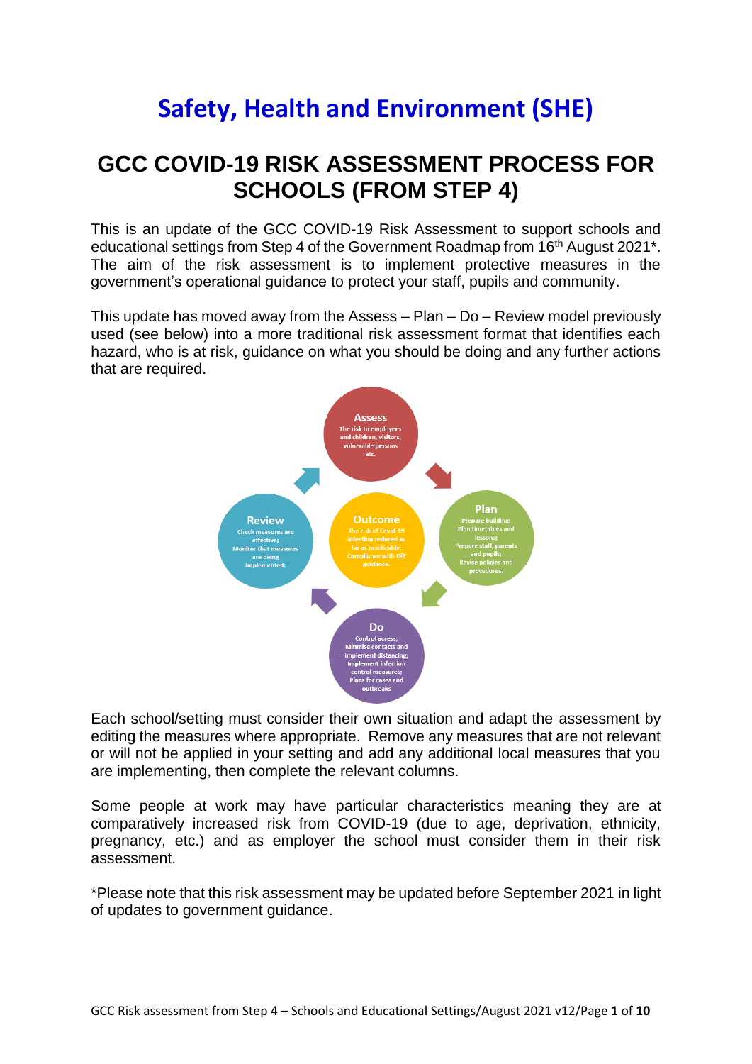# Safety, Health and Environment (SHE)

## GCC COVID-19 RISK ASSESSMENT PROCESS FOR SCHOOLS (FROM STEP 4)

This is an update of the GCC COVID-19 Risk Assessment to support schools and educational settings from Step 4 of the Government Roadmap from 16th August 2021*. The aim of the risk assessment is to implement protective measures in the government's operational guidance to protect your staff, pupils and community.

This update has moved away from the Assess – Plan – Do – Review model previously used (see below) into a more traditional risk assessment format that identifies each hazard, who is at risk, guidance on what you should be doing and any further actions that are required.

**Assess**
The risk to employees and children, visitors, vulnerable persons etc.

**Plan**
Prepare building; Plan timetables and lessons; Prepare staff, parents and pupils; Revise policies and procedures.

**Do**
Control access; Minimise contacts and implement distancing; Implement infection control measures; Plans for cases and outbreaks

**Review**
Check measures are effective; Monitor that measures are being implemented;

**Outcome**
The risk of Covid-19 infection reduced as far as practicable; Compliance with DfE guidance.

Each school/setting must consider their own situation and adapt the assessment by editing the measures where appropriate. Remove any measures that are not relevant or will not be applied in your setting and add any additional local measures that you are implementing, then complete the relevant columns.

Some people at work may have particular characteristics meaning they are at comparatively increased risk from COVID-19 (due to age, deprivation, ethnicity, pregnancy, etc.) and as employer the school must consider them in their risk assessment.

*Please note that this risk assessment may be updated before September 2021 in light of updates to government guidance.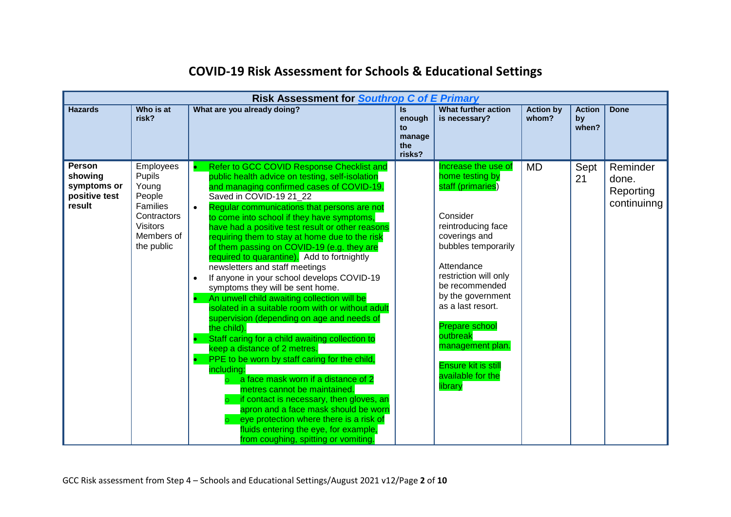# COVID-19 Risk Assessment for Schools & Educational Settings

| Risk Assessment for *Southrop C of E Primary* | | | | | | | |
|---|---|---|---|---|---|---|---|
| **Hazards** | **Who is at risk?** | **What are you already doing?** | **Is enough to manage the risks?** | **What further action is necessary?** | **Action by whom?** | **Action by when?** | **Done** |
| **Person showing symptoms or positive test result** | Employees<br>Pupils<br>Young People<br>Families<br>Contractors<br>Visitors<br>Members of the public | • Refer to GCC COVID Response Checklist and public health advice on testing, self-isolation and managing confirmed cases of COVID-19. Saved in COVID-19 21_22<br>• Regular communications that persons are not to come into school if they have symptoms, have had a positive test result or other reasons requiring them to stay at home due to the risk of them passing on COVID-19 (e.g. they are required to quarantine). Add to fortnightly newsletters and staff meetings<br>• If anyone in your school develops COVID-19 symptoms they will be sent home.<br>• An unwell child awaiting collection will be isolated in a suitable room with or without adult supervision (depending on age and needs of the child).<br>• Staff caring for a child awaiting collection to keep a distance of 2 metres.<br>• PPE to be worn by staff caring for the child, including:<br>  ○ a face mask worn if a distance of 2 metres cannot be maintained.<br>  ○ if contact is necessary, then gloves, an apron and a face mask should be worn<br>  ○ eye protection where there is a risk of fluids entering the eye, for example, from coughing, spitting or vomiting. | | Increase the use of home testing by staff (primaries)<br><br>Consider reintroducing face coverings and bubbles temporarily<br><br>Attendance restriction will only be recommended by the government as a last resort.<br><br>Prepare school outbreak management plan.<br><br>Ensure kit is still available for the library | MD | Sept 21 | Reminder done. Reporting continuinng |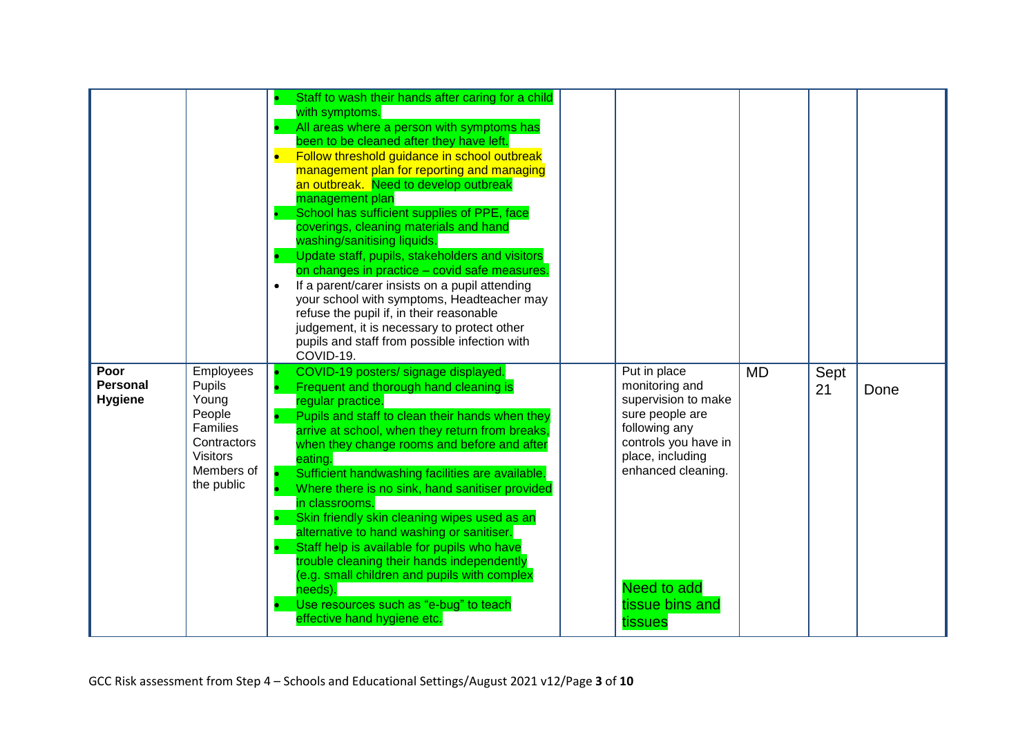| | | | | | | | |
|---|---|---|---|---|---|---|---|
| | | • Staff to wash their hands after caring for a child with symptoms.<br>• All areas where a person with symptoms has been to be cleaned after they have left.<br>• Follow threshold guidance in school outbreak management plan for reporting and managing an outbreak. Need to develop outbreak management plan<br>• School has sufficient supplies of PPE, face coverings, cleaning materials and hand washing/sanitising liquids.<br>• Update staff, pupils, stakeholders and visitors on changes in practice – covid safe measures.<br>• If a parent/carer insists on a pupil attending your school with symptoms, Headteacher may refuse the pupil if, in their reasonable judgement, it is necessary to protect other pupils and staff from possible infection with COVID-19. | | | | | |
| **Poor Personal Hygiene** | Employees<br>Pupils<br>Young People<br>Families<br>Contractors<br>Visitors<br>Members of the public | • COVID-19 posters/ signage displayed.<br>• Frequent and thorough hand cleaning is regular practice.<br>• Pupils and staff to clean their hands when they arrive at school, when they return from breaks, when they change rooms and before and after eating.<br>• Sufficient handwashing facilities are available.<br>• Where there is no sink, hand sanitiser provided in classrooms.<br>• Skin friendly skin cleaning wipes used as an alternative to hand washing or sanitiser.<br>• Staff help is available for pupils who have trouble cleaning their hands independently (e.g. small children and pupils with complex needs).<br>• Use resources such as "e-bug" to teach effective hand hygiene etc. | | Put in place monitoring and supervision to make sure people are following any controls you have in place, including enhanced cleaning.<br><br>Need to add tissue bins and tissues | MD | Sept 21 | Done |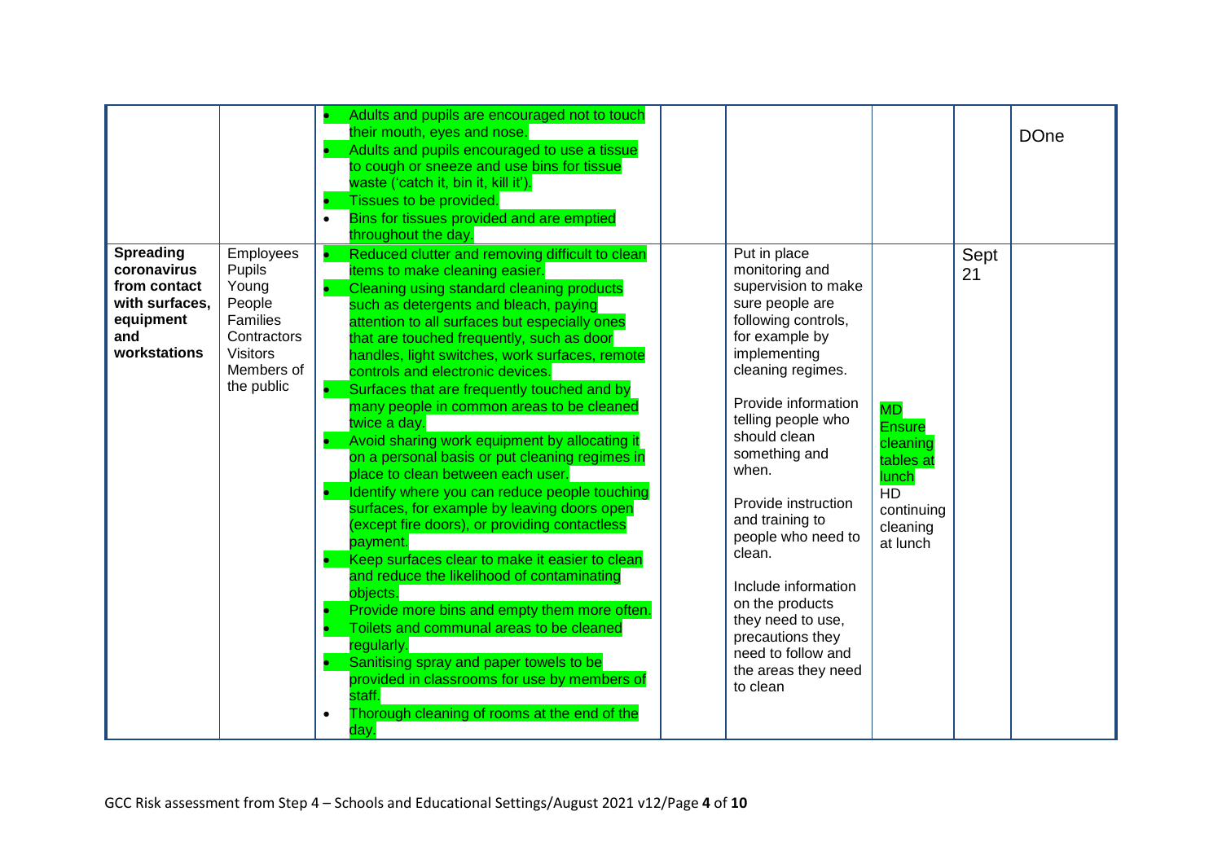| | | | | | | | |
|---|---|---|---|---|---|---|---|
| | | • Adults and pupils are encouraged not to touch their mouth, eyes and nose.<br>• Adults and pupils encouraged to use a tissue to cough or sneeze and use bins for tissue waste ('catch it, bin it, kill it').<br>• Tissues to be provided.<br>• Bins for tissues provided and are emptied throughout the day. | | | | | DOne |
| **Spreading coronavirus from contact with surfaces, equipment and workstations** | Employees<br>Pupils<br>Young People<br>Families<br>Contractors<br>Visitors<br>Members of the public | • Reduced clutter and removing difficult to clean items to make cleaning easier.<br>• Cleaning using standard cleaning products such as detergents and bleach, paying attention to all surfaces but especially ones that are touched frequently, such as door handles, light switches, work surfaces, remote controls and electronic devices.<br>• Surfaces that are frequently touched and by many people in common areas to be cleaned twice a day.<br>• Avoid sharing work equipment by allocating it on a personal basis or put cleaning regimes in place to clean between each user.<br>• Identify where you can reduce people touching surfaces, for example by leaving doors open (except fire doors), or providing contactless payment.<br>• Keep surfaces clear to make it easier to clean and reduce the likelihood of contaminating objects.<br>• Provide more bins and empty them more often.<br>• Toilets and communal areas to be cleaned regularly.<br>• Sanitising spray and paper towels to be provided in classrooms for use by members of staff.<br>• Thorough cleaning of rooms at the end of the day. | | Put in place monitoring and supervision to make sure people are following controls, for example by implementing cleaning regimes.<br><br>Provide information telling people who should clean something and when.<br><br>Provide instruction and training to people who need to clean.<br><br>Include information on the products they need to use, precautions they need to follow and the areas they need to clean | MD Ensure cleaning tables at lunch<br>HD continuing cleaning at lunch | Sept 21 | |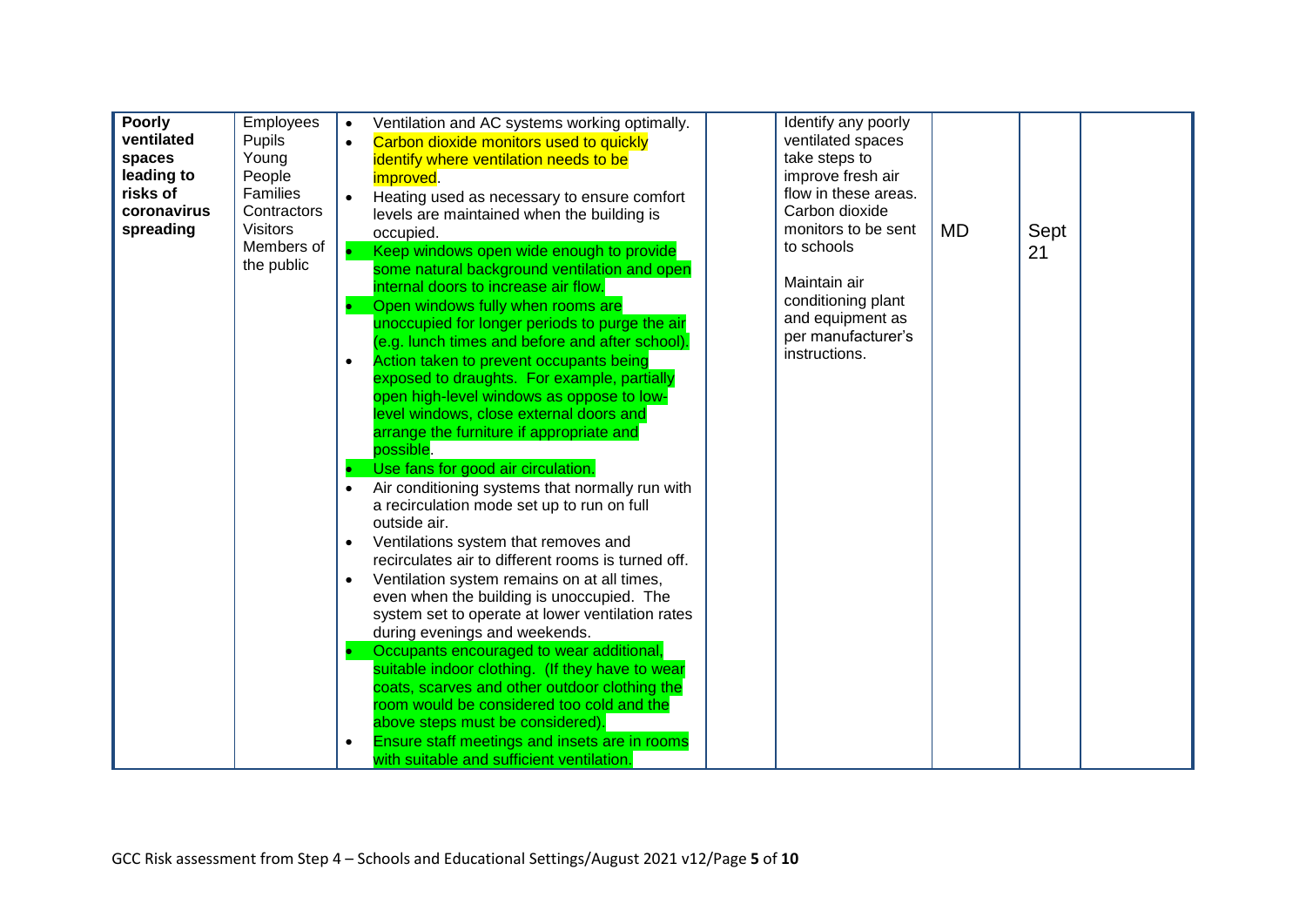| | | | | | | | |
|---|---|---|---|---|---|---|---|
| **Poorly ventilated spaces leading to risks of coronavirus spreading** | Employees<br>Pupils<br>Young People<br>Families<br>Contractors<br>Visitors<br>Members of the public | • Ventilation and AC systems working optimally.<br>• Carbon dioxide monitors used to quickly identify where ventilation needs to be improved.<br>• Heating used as necessary to ensure comfort levels are maintained when the building is occupied.<br>• Keep windows open wide enough to provide some natural background ventilation and open internal doors to increase air flow.<br>• Open windows fully when rooms are unoccupied for longer periods to purge the air (e.g. lunch times and before and after school).<br>• Action taken to prevent occupants being exposed to draughts. For example, partially open high-level windows as oppose to low-level windows, close external doors and arrange the furniture if appropriate and possible.<br>• Use fans for good air circulation.<br>• Air conditioning systems that normally run with a recirculation mode set up to run on full outside air.<br>• Ventilations system that removes and recirculates air to different rooms is turned off.<br>• Ventilation system remains on at all times, even when the building is unoccupied. The system set to operate at lower ventilation rates during evenings and weekends.<br>• Occupants encouraged to wear additional, suitable indoor clothing. (If they have to wear coats, scarves and other outdoor clothing the room would be considered too cold and the above steps must be considered).<br>• Ensure staff meetings and insets are in rooms with suitable and sufficient ventilation. | | Identify any poorly ventilated spaces take steps to improve fresh air flow in these areas. Carbon dioxide monitors to be sent to schools<br><br>Maintain air conditioning plant and equipment as per manufacturer's instructions. | MD | Sept 21 | |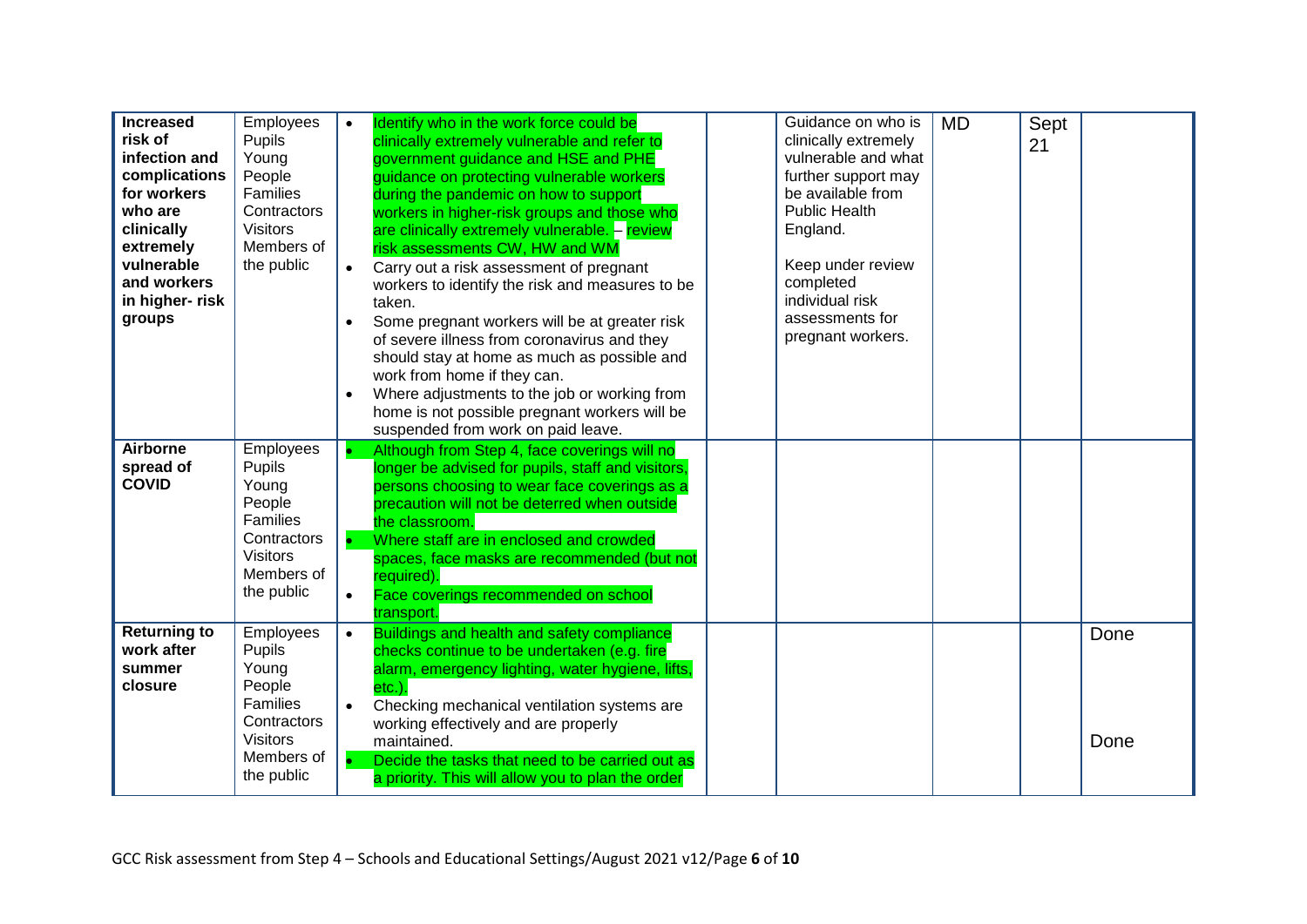| | | | | | | | |
|---|---|---|---|---|---|---|---|
| **Increased risk of infection and complications for workers who are clinically extremely vulnerable and workers in higher- risk groups** | Employees Pupils Young People Families Contractors Visitors Members of the public | • Identify who in the work force could be clinically extremely vulnerable and refer to government guidance and HSE and PHE guidance on protecting vulnerable workers during the pandemic on how to support workers in higher-risk groups and those who are clinically extremely vulnerable. – review risk assessments CW, HW and WM<br>• Carry out a risk assessment of pregnant workers to identify the risk and measures to be taken.<br>• Some pregnant workers will be at greater risk of severe illness from coronavirus and they should stay at home as much as possible and work from home if they can.<br>• Where adjustments to the job or working from home is not possible pregnant workers will be suspended from work on paid leave. | | Guidance on who is clinically extremely vulnerable and what further support may be available from Public Health England.<br><br>Keep under review completed individual risk assessments for pregnant workers. | MD | Sept 21 | |
| **Airborne spread of COVID** | Employees Pupils Young People Families Contractors Visitors Members of the public | • Although from Step 4, face coverings will no longer be advised for pupils, staff and visitors, persons choosing to wear face coverings as a precaution will not be deterred when outside the classroom.<br>• Where staff are in enclosed and crowded spaces, face masks are recommended (but not required).<br>• Face coverings recommended on school transport. | | | | | |
| **Returning to work after summer closure** | Employees Pupils Young People Families Contractors Visitors Members of the public | • Buildings and health and safety compliance checks continue to be undertaken (e.g. fire alarm, emergency lighting, water hygiene, lifts, etc.).<br>• Checking mechanical ventilation systems are working effectively and are properly maintained.<br>• Decide the tasks that need to be carried out as a priority. This will allow you to plan the order | | | | | Done<br><br>Done |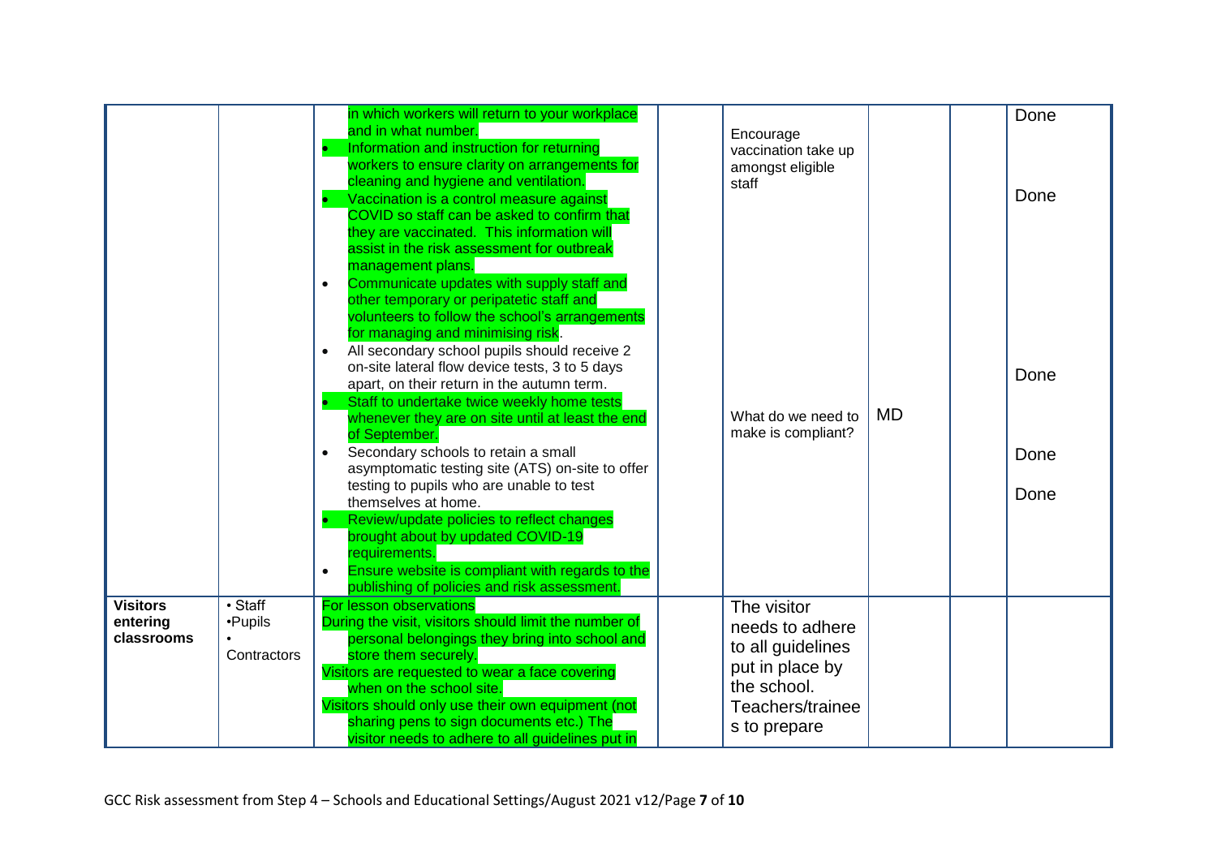| | | | | | | | |
|---|---|---|---|---|---|---|---|
| | | in which workers will return to your workplace and in what number.<br>• Information and instruction for returning workers to ensure clarity on arrangements for cleaning and hygiene and ventilation.<br>• Vaccination is a control measure against COVID so staff can be asked to confirm that they are vaccinated. This information will assist in the risk assessment for outbreak management plans.<br>• Communicate updates with supply staff and other temporary or peripatetic staff and volunteers to follow the school's arrangements for managing and minimising risk.<br>• All secondary school pupils should receive 2 on-site lateral flow device tests, 3 to 5 days apart, on their return in the autumn term.<br>• Staff to undertake twice weekly home tests whenever they are on site until at least the end of September.<br>• Secondary schools to retain a small asymptomatic testing site (ATS) on-site to offer testing to pupils who are unable to test themselves at home.<br>• Review/update policies to reflect changes brought about by updated COVID-19 requirements.<br>• Ensure website is compliant with regards to the publishing of policies and risk assessment. | | Encourage vaccination take up amongst eligible staff<br><br>What do we need to make is compliant? | MD | | Done<br><br>Done<br><br>Done<br><br>Done<br><br>Done |
| **Visitors entering classrooms** | • Staff<br>•Pupils<br>• Contractors | For lesson observations<br>During the visit, visitors should limit the number of personal belongings they bring into school and store them securely.<br>Visitors are requested to wear a face covering when on the school site.<br>Visitors should only use their own equipment (not sharing pens to sign documents etc.) The visitor needs to adhere to all guidelines put in | | The visitor needs to adhere to all guidelines put in place by the school. Teachers/trainees to prepare | | | |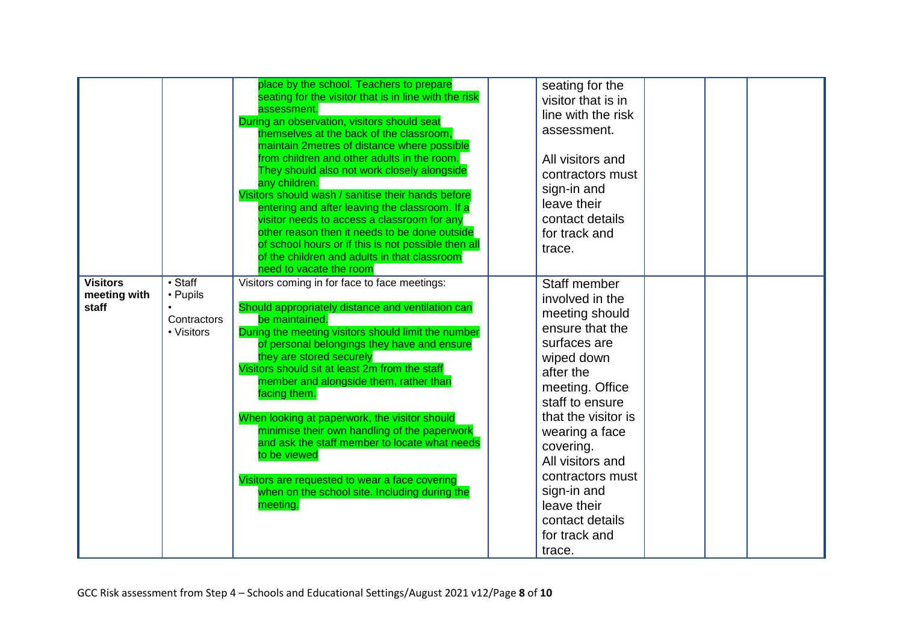| | | | | | | | |
|---|---|---|---|---|---|---|---|
| | | place by the school. Teachers to prepare seating for the visitor that is in line with the risk assessment.<br>During an observation, visitors should seat themselves at the back of the classroom, maintain 2metres of distance where possible from children and other adults in the room. They should also not work closely alongside any children.<br>Visitors should wash / sanitise their hands before entering and after leaving the classroom. If a visitor needs to access a classroom for any other reason then it needs to be done outside of school hours or if this is not possible then all of the children and adults in that classroom need to vacate the room | | seating for the visitor that is in line with the risk assessment.<br><br>All visitors and contractors must sign-in and leave their contact details for track and trace. | | | |
| **Visitors meeting with staff** | • Staff<br>• Pupils<br>• Contractors<br>• Visitors | Visitors coming in for face to face meetings:<br><br>Should appropriately distance and ventilation can be maintained.<br>During the meeting visitors should limit the number of personal belongings they have and ensure they are stored securely<br>Visitors should sit at least 2m from the staff member and alongside them, rather than facing them.<br><br>When looking at paperwork, the visitor should minimise their own handling of the paperwork and ask the staff member to locate what needs to be viewed<br><br>Visitors are requested to wear a face covering when on the school site. Including during the meeting. | | Staff member involved in the meeting should ensure that the surfaces are wiped down after the meeting. Office staff to ensure that the visitor is wearing a face covering.<br>All visitors and contractors must sign-in and leave their contact details for track and trace. | | | |

GCC Risk assessment from Step 4 – Schools and Educational Settings/August 2021 v12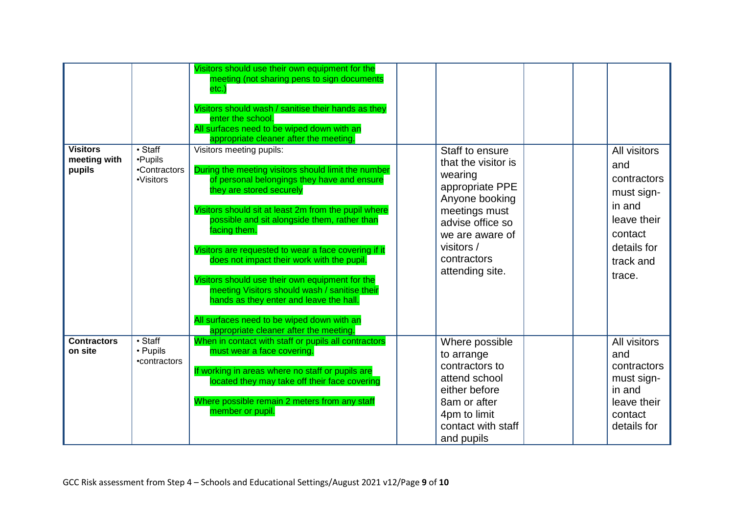| | | | | | | | |
|---|---|---|---|---|---|---|---|
| | | Visitors should use their own equipment for the meeting (not sharing pens to sign documents etc.)<br><br>Visitors should wash / sanitise their hands as they enter the school.<br>All surfaces need to be wiped down with an appropriate cleaner after the meeting. | | | | | |
| **Visitors meeting with pupils** | • Staff<br>•Pupils<br>•Contractors<br>•Visitors | Visitors meeting pupils:<br><br>During the meeting visitors should limit the number of personal belongings they have and ensure they are stored securely<br><br>Visitors should sit at least 2m from the pupil where possible and sit alongside them, rather than facing them.<br><br>Visitors are requested to wear a face covering if it does not impact their work with the pupil.<br><br>Visitors should use their own equipment for the meeting Visitors should wash / sanitise their hands as they enter and leave the hall.<br><br>All surfaces need to be wiped down with an appropriate cleaner after the meeting. | | Staff to ensure that the visitor is wearing appropriate PPE Anyone booking meetings must advise office so we are aware of visitors / contractors attending site. | | | All visitors and contractors must sign-in and leave their contact details for track and trace. |
| **Contractors on site** | • Staff<br>• Pupils<br>•contractors | When in contact with staff or pupils all contractors must wear a face covering.<br><br>If working in areas where no staff or pupils are located they may take off their face covering<br><br>Where possible remain 2 meters from any staff member or pupil. | | Where possible to arrange contractors to attend school either before 8am or after 4pm to limit contact with staff and pupils | | | All visitors and contractors must sign-in and leave their contact details for |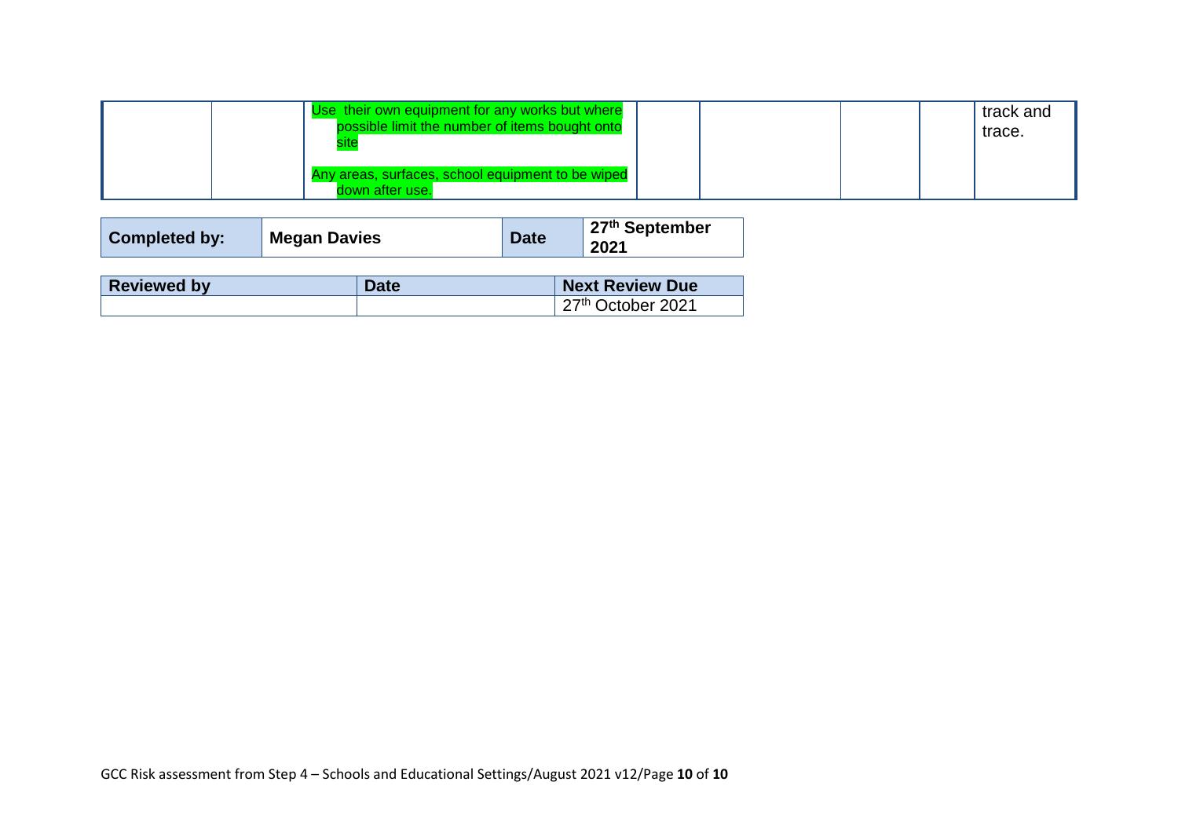| | | | | | | | |
|---|---|---|---|---|---|---|---|
| | | Use their own equipment for any works but where possible limit the number of items bought onto site<br><br>Any areas, surfaces, school equipment to be wiped down after use. | | | | | track and trace. |

| Completed by: | Megan Davies | Date | 27th September 2021 |
|---|---|---|---|

| Reviewed by | Date | Next Review Due |
|---|---|---|
| | | 27th October 2021 |